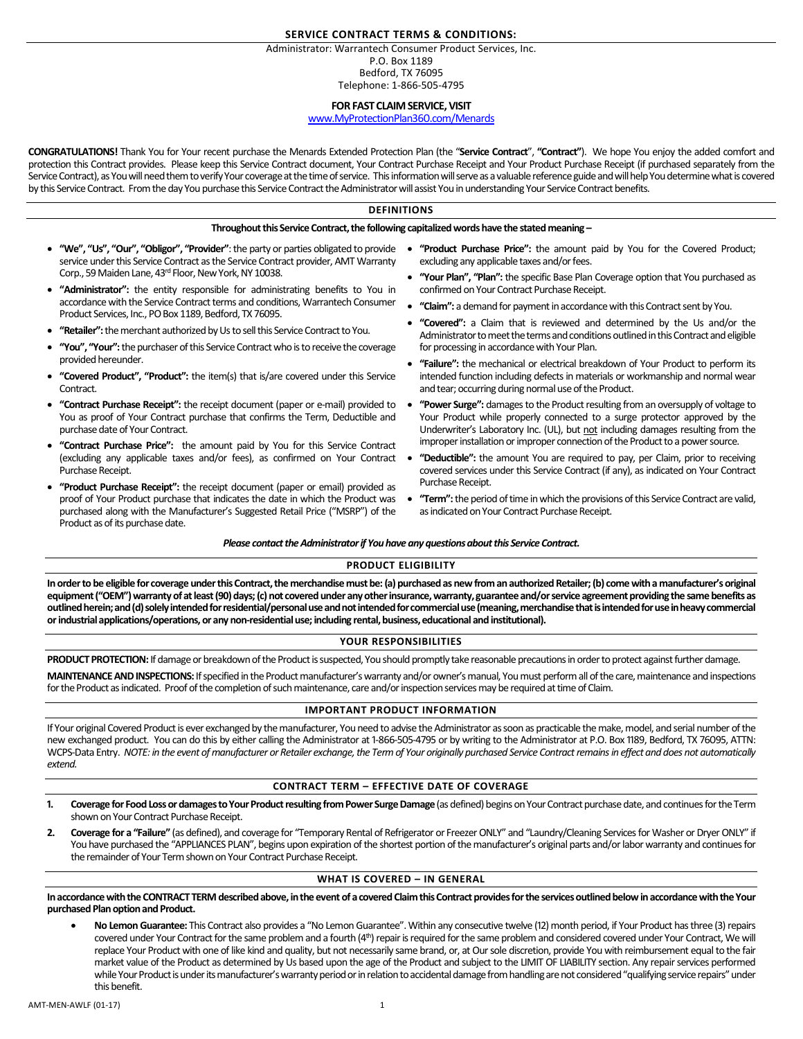## SERVICE CONTRACT TERMS & CONDITIONS:

Administrator: Warrantech Consumer Product Services, Inc.
P.O. Box 1189
Bedford, TX 76095
Telephone: 1-866-505-4795

**FOR FAST CLAIM SERVICE, VISIT**
www.MyProtectionPlan360.com/Menards

**CONGRATULATIONS!** Thank You for Your recent purchase the Menards Extended Protection Plan (the "**Service Contract**", **"Contract"**). We hope You enjoy the added comfort and protection this Contract provides. Please keep this Service Contract document, Your Contract Purchase Receipt and Your Product Purchase Receipt (if purchased separately from the Service Contract), as You will need them to verify Your coverage at the time of service. This information will serve as a valuable reference guide and will help You determine what is covered by this Service Contract. From the day You purchase this Service Contract the Administrator will assist You in understanding Your Service Contract benefits.

## DEFINITIONS

**Throughout this Service Contract, the following capitalized words have the stated meaning –**

- **"We", "Us", "Our", "Obligor", "Provider"**: the party or parties obligated to provide service under this Service Contract as the Service Contract provider, AMT Warranty Corp., 59 Maiden Lane, 43rd Floor, New York, NY 10038.
- **"Administrator":** the entity responsible for administrating benefits to You in accordance with the Service Contract terms and conditions, Warrantech Consumer Product Services, Inc., PO Box 1189, Bedford, TX 76095.
- **"Retailer":** the merchant authorized by Us to sell this Service Contract to You.
- **"You", "Your":** the purchaser of this Service Contract who is to receive the coverage provided hereunder.
- **"Covered Product", "Product":** the item(s) that is/are covered under this Service Contract.
- **"Contract Purchase Receipt":** the receipt document (paper or e-mail) provided to You as proof of Your Contract purchase that confirms the Term, Deductible and purchase date of Your Contract.
- **"Contract Purchase Price":** the amount paid by You for this Service Contract (excluding any applicable taxes and/or fees), as confirmed on Your Contract Purchase Receipt.
- **"Product Purchase Receipt":** the receipt document (paper or email) provided as proof of Your Product purchase that indicates the date in which the Product was purchased along with the Manufacturer's Suggested Retail Price ("MSRP") of the Product as of its purchase date.
- **"Product Purchase Price":** the amount paid by You for the Covered Product; excluding any applicable taxes and/or fees.
- **"Your Plan", "Plan":** the specific Base Plan Coverage option that You purchased as confirmed on Your Contract Purchase Receipt.
- **"Claim":** a demand for payment in accordance with this Contract sent by You.
- **"Covered":** a Claim that is reviewed and determined by the Us and/or the Administrator to meet the terms and conditions outlined in this Contract and eligible for processing in accordance with Your Plan.
- **"Failure":** the mechanical or electrical breakdown of Your Product to perform its intended function including defects in materials or workmanship and normal wear and tear; occurring during normal use of the Product.
- **"Power Surge":** damages to the Product resulting from an oversupply of voltage to Your Product while properly connected to a surge protector approved by the Underwriter's Laboratory Inc. (UL), but not including damages resulting from the improper installation or improper connection of the Product to a power source.
- **"Deductible":** the amount You are required to pay, per Claim, prior to receiving covered services under this Service Contract (if any), as indicated on Your Contract Purchase Receipt.
- **"Term":** the period of time in which the provisions of this Service Contract are valid, as indicated on Your Contract Purchase Receipt.

***Please contact the Administrator if You have any questions about this Service Contract.***

## PRODUCT ELIGIBILITY

**In order to be eligible for coverage under this Contract, the merchandise must be: (a) purchased as new from an authorized Retailer; (b) come with a manufacturer's original equipment ("OEM") warranty of at least (90) days; (c) not covered under any other insurance, warranty, guarantee and/or service agreement providing the same benefits as outlined herein; and (d) solely intended for residential/personal use and not intended for commercial use (meaning, merchandise that is intended for use in heavy commercial or industrial applications/operations, or any non-residential use; including rental, business, educational and institutional).**

## YOUR RESPONSIBILITIES

**PRODUCT PROTECTION:** If damage or breakdown of the Product is suspected, You should promptly take reasonable precautions in order to protect against further damage.

**MAINTENANCE AND INSPECTIONS:** If specified in the Product manufacturer's warranty and/or owner's manual, You must perform all of the care, maintenance and inspections for the Product as indicated. Proof of the completion of such maintenance, care and/or inspection services may be required at time of Claim.

## IMPORTANT PRODUCT INFORMATION

If Your original Covered Product is ever exchanged by the manufacturer, You need to advise the Administrator as soon as practicable the make, model, and serial number of the new exchanged product. You can do this by either calling the Administrator at 1-866-505-4795 or by writing to the Administrator at P.O. Box 1189, Bedford, TX 76095, ATTN: WCPS-Data Entry. *NOTE: in the event of manufacturer or Retailer exchange, the Term of Your originally purchased Service Contract remains in effect and does not automatically extend.*

## CONTRACT TERM – EFFECTIVE DATE OF COVERAGE

1. **Coverage for Food Loss or damages to Your Product resulting from Power Surge Damage** (as defined) begins on Your Contract purchase date, and continues for the Term shown on Your Contract Purchase Receipt.
2. **Coverage for a "Failure"** (as defined), and coverage for "Temporary Rental of Refrigerator or Freezer ONLY" and "Laundry/Cleaning Services for Washer or Dryer ONLY" if You have purchased the "APPLIANCES PLAN", begins upon expiration of the shortest portion of the manufacturer's original parts and/or labor warranty and continues for the remainder of Your Term shown on Your Contract Purchase Receipt.

## WHAT IS COVERED – IN GENERAL

**In accordance with the CONTRACT TERM described above, in the event of a covered Claim this Contract provides for the services outlined below in accordance with the Your purchased Plan option and Product.**

- **No Lemon Guarantee:** This Contract also provides a "No Lemon Guarantee". Within any consecutive twelve (12) month period, if Your Product has three (3) repairs covered under Your Contract for the same problem and a fourth (4th) repair is required for the same problem and considered covered under Your Contract, We will replace Your Product with one of like kind and quality, but not necessarily same brand, or, at Our sole discretion, provide You with reimbursement equal to the fair market value of the Product as determined by Us based upon the age of the Product and subject to the LIMIT OF LIABILITY section. Any repair services performed while Your Product is under its manufacturer's warranty period or in relation to accidental damage from handling are not considered "qualifying service repairs" under this benefit.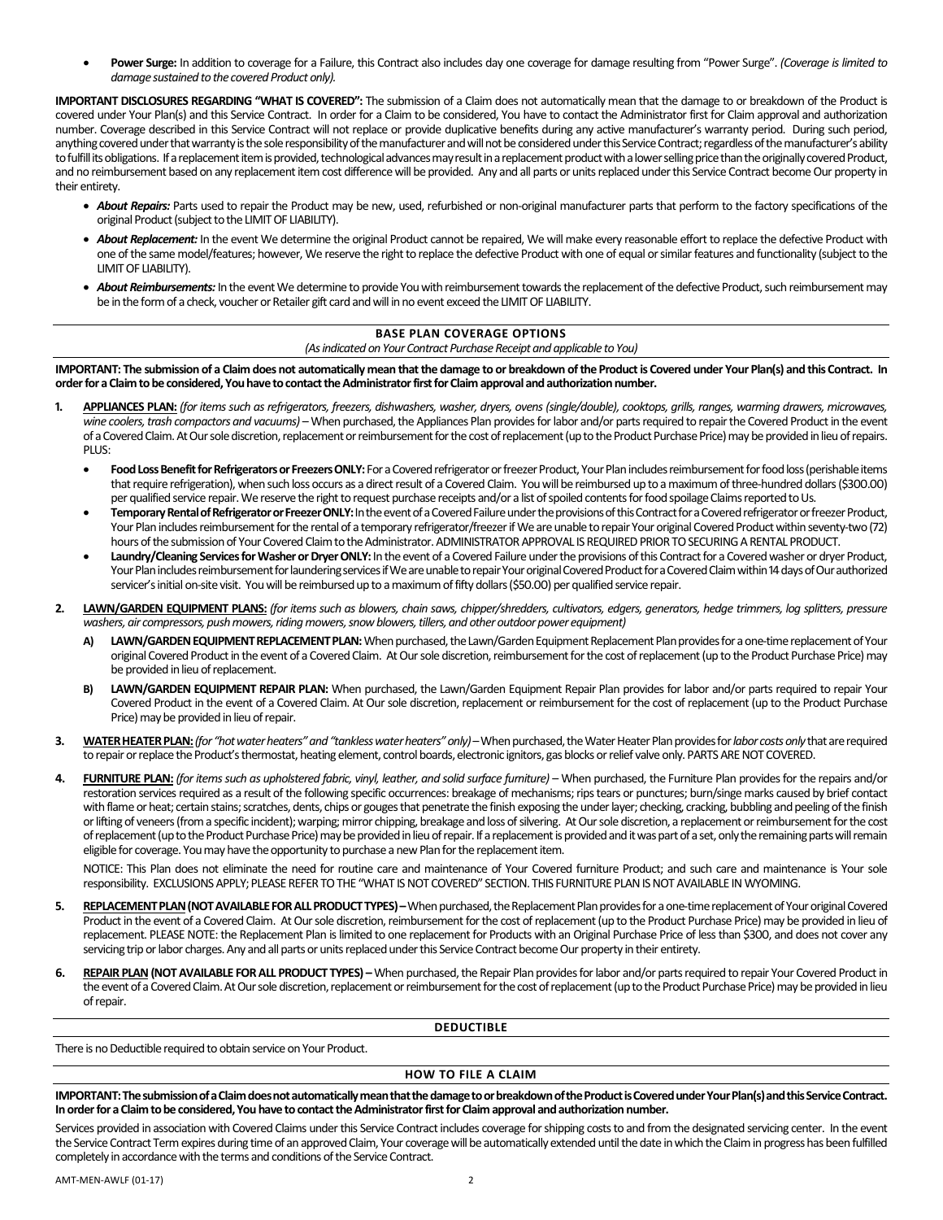- **Power Surge:** In addition to coverage for a Failure, this Contract also includes day one coverage for damage resulting from "Power Surge". *(Coverage is limited to damage sustained to the covered Product only).*

**IMPORTANT DISCLOSURES REGARDING "WHAT IS COVERED":** The submission of a Claim does not automatically mean that the damage to or breakdown of the Product is covered under Your Plan(s) and this Service Contract. In order for a Claim to be considered, You have to contact the Administrator first for Claim approval and authorization number. Coverage described in this Service Contract will not replace or provide duplicative benefits during any active manufacturer's warranty period. During such period, anything covered under that warranty is the sole responsibility of the manufacturer and will not be considered under this Service Contract; regardless of the manufacturer's ability to fulfill its obligations. If a replacement item is provided, technological advances may result in a replacement product with a lower selling price than the originally covered Product, and no reimbursement based on any replacement item cost difference will be provided. Any and all parts or units replaced under this Service Contract become Our property in their entirety.

- ***About Repairs:*** Parts used to repair the Product may be new, used, refurbished or non-original manufacturer parts that perform to the factory specifications of the original Product (subject to the LIMIT OF LIABILITY).
- ***About Replacement:*** In the event We determine the original Product cannot be repaired, We will make every reasonable effort to replace the defective Product with one of the same model/features; however, We reserve the right to replace the defective Product with one of equal or similar features and functionality (subject to the LIMIT OF LIABILITY).
- ***About Reimbursements:*** In the event We determine to provide You with reimbursement towards the replacement of the defective Product, such reimbursement may be in the form of a check, voucher or Retailer gift card and will in no event exceed the LIMIT OF LIABILITY.

## BASE PLAN COVERAGE OPTIONS

*(As indicated on Your Contract Purchase Receipt and applicable to You)*

**IMPORTANT: The submission of a Claim does not automatically mean that the damage to or breakdown of the Product is Covered under Your Plan(s) and this Contract. In order for a Claim to be considered, You have to contact the Administrator first for Claim approval and authorization number.**

1. **APPLIANCES PLAN:** *(for items such as refrigerators, freezers, dishwashers, washer, dryers, ovens (single/double), cooktops, grills, ranges, warming drawers, microwaves, wine coolers, trash compactors and vacuums)* – When purchased, the Appliances Plan provides for labor and/or parts required to repair the Covered Product in the event of a Covered Claim. At Our sole discretion, replacement or reimbursement for the cost of replacement (up to the Product Purchase Price) may be provided in lieu of repairs. PLUS:
   - **Food Loss Benefit for Refrigerators or Freezers ONLY:** For a Covered refrigerator or freezer Product, Your Plan includes reimbursement for food loss (perishable items that require refrigeration), when such loss occurs as a direct result of a Covered Claim. You will be reimbursed up to a maximum of three-hundred dollars ($300.00) per qualified service repair. We reserve the right to request purchase receipts and/or a list of spoiled contents for food spoilage Claims reported to Us.
   - **Temporary Rental of Refrigerator or Freezer ONLY:** In the event of a Covered Failure under the provisions of this Contract for a Covered refrigerator or freezer Product, Your Plan includes reimbursement for the rental of a temporary refrigerator/freezer if We are unable to repair Your original Covered Product within seventy-two (72) hours of the submission of Your Covered Claim to the Administrator. ADMINISTRATOR APPROVAL IS REQUIRED PRIOR TO SECURING A RENTAL PRODUCT.
   - **Laundry/Cleaning Services for Washer or Dryer ONLY:** In the event of a Covered Failure under the provisions of this Contract for a Covered washer or dryer Product, Your Plan includes reimbursement for laundering services if We are unable to repair Your original Covered Product for a Covered Claim within 14 days of Our authorized servicer's initial on-site visit. You will be reimbursed up to a maximum of fifty dollars ($50.00) per qualified service repair.

2. **LAWN/GARDEN EQUIPMENT PLANS:** *(for items such as blowers, chain saws, chipper/shredders, cultivators, edgers, generators, hedge trimmers, log splitters, pressure washers, air compressors, push mowers, riding mowers, snow blowers, tillers, and other outdoor power equipment)*
   - **A) LAWN/GARDEN EQUIPMENT REPLACEMENT PLAN:** When purchased, the Lawn/Garden Equipment Replacement Plan provides for a one-time replacement of Your original Covered Product in the event of a Covered Claim. At Our sole discretion, reimbursement for the cost of replacement (up to the Product Purchase Price) may be provided in lieu of replacement.
   - **B) LAWN/GARDEN EQUIPMENT REPAIR PLAN:** When purchased, the Lawn/Garden Equipment Repair Plan provides for labor and/or parts required to repair Your Covered Product in the event of a Covered Claim. At Our sole discretion, replacement or reimbursement for the cost of replacement (up to the Product Purchase Price) may be provided in lieu of repair.

3. **WATER HEATER PLAN:** *(for "hot water heaters" and "tankless water heaters" only)* – When purchased, the Water Heater Plan provides for *labor costs only* that are required to repair or replace the Product's thermostat, heating element, control boards, electronic ignitors, gas blocks or relief valve only. PARTS ARE NOT COVERED.

4. **FURNITURE PLAN:** *(for items such as upholstered fabric, vinyl, leather, and solid surface furniture)* – When purchased, the Furniture Plan provides for the repairs and/or restoration services required as a result of the following specific occurrences: breakage of mechanisms; rips tears or punctures; burn/singe marks caused by brief contact with flame or heat; certain stains; scratches, dents, chips or gouges that penetrate the finish exposing the under layer; checking, cracking, bubbling and peeling of the finish or lifting of veneers (from a specific incident); warping; mirror chipping, breakage and loss of silvering. At Our sole discretion, a replacement or reimbursement for the cost of replacement (up to the Product Purchase Price) may be provided in lieu of repair. If a replacement is provided and it was part of a set, only the remaining parts will remain eligible for coverage. You may have the opportunity to purchase a new Plan for the replacement item.

   NOTICE: This Plan does not eliminate the need for routine care and maintenance of Your Covered furniture Product; and such care and maintenance is Your sole responsibility. EXCLUSIONS APPLY; PLEASE REFER TO THE "WHAT IS NOT COVERED" SECTION. THIS FURNITURE PLAN IS NOT AVAILABLE IN WYOMING.

5. **REPLACEMENT PLAN (NOT AVAILABLE FOR ALL PRODUCT TYPES)** – When purchased, the Replacement Plan provides for a one-time replacement of Your original Covered Product in the event of a Covered Claim. At Our sole discretion, reimbursement for the cost of replacement (up to the Product Purchase Price) may be provided in lieu of replacement. PLEASE NOTE: the Replacement Plan is limited to one replacement for Products with an Original Purchase Price of less than $300, and does not cover any servicing trip or labor charges. Any and all parts or units replaced under this Service Contract become Our property in their entirety.

6. **REPAIR PLAN (NOT AVAILABLE FOR ALL PRODUCT TYPES)** – When purchased, the Repair Plan provides for labor and/or parts required to repair Your Covered Product in the event of a Covered Claim. At Our sole discretion, replacement or reimbursement for the cost of replacement (up to the Product Purchase Price) may be provided in lieu of repair.

## DEDUCTIBLE

There is no Deductible required to obtain service on Your Product.

## HOW TO FILE A CLAIM

**IMPORTANT: The submission of a Claim does not automatically mean that the damage to or breakdown of the Product is Covered under Your Plan(s) and this Service Contract. In order for a Claim to be considered, You have to contact the Administrator first for Claim approval and authorization number.**

Services provided in association with Covered Claims under this Service Contract includes coverage for shipping costs to and from the designated servicing center. In the event the Service Contract Term expires during time of an approved Claim, Your coverage will be automatically extended until the date in which the Claim in progress has been fulfilled completely in accordance with the terms and conditions of the Service Contract.

AMT-MEN-AWLF (01-17)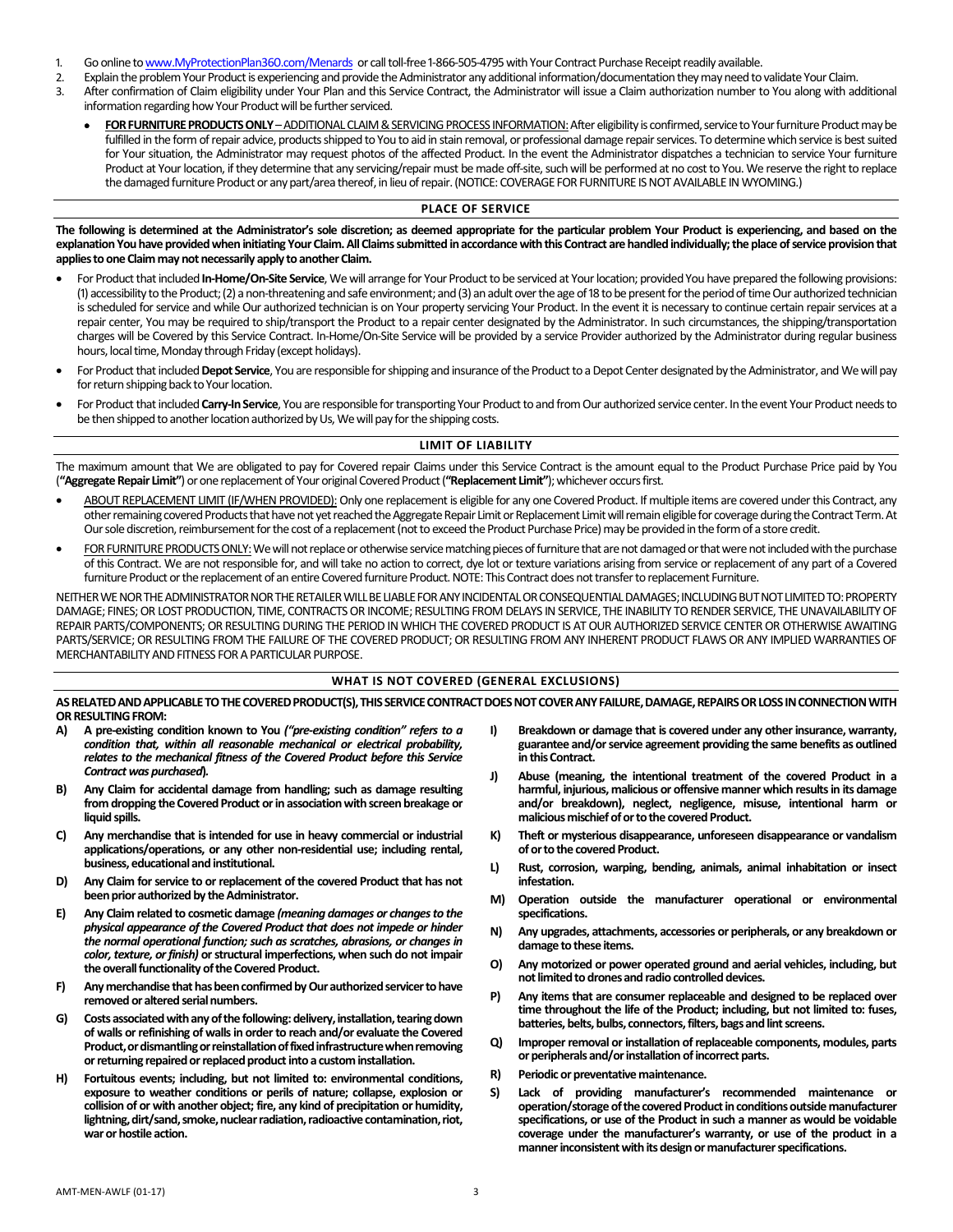1. Go online to www.MyProtectionPlan360.com/Menards or call toll-free 1-866-505-4795 with Your Contract Purchase Receipt readily available.
2. Explain the problem Your Product is experiencing and provide the Administrator any additional information/documentation they may need to validate Your Claim.
3. After confirmation of Claim eligibility under Your Plan and this Service Contract, the Administrator will issue a Claim authorization number to You along with additional information regarding how Your Product will be further serviced.
   - **FOR FURNITURE PRODUCTS ONLY** – ADDITIONAL CLAIM & SERVICING PROCESS INFORMATION: After eligibility is confirmed, service to Your furniture Product may be fulfilled in the form of repair advice, products shipped to You to aid in stain removal, or professional damage repair services. To determine which service is best suited for Your situation, the Administrator may request photos of the affected Product. In the event the Administrator dispatches a technician to service Your furniture Product at Your location, if they determine that any servicing/repair must be made off-site, such will be performed at no cost to You. We reserve the right to replace the damaged furniture Product or any part/area thereof, in lieu of repair. (NOTICE: COVERAGE FOR FURNITURE IS NOT AVAILABLE IN WYOMING.)

## PLACE OF SERVICE

**The following is determined at the Administrator's sole discretion; as deemed appropriate for the particular problem Your Product is experiencing, and based on the explanation You have provided when initiating Your Claim. All Claims submitted in accordance with this Contract are handled individually; the place of service provision that applies to one Claim may not necessarily apply to another Claim.**

- For Product that included **In-Home/On-Site Service**, We will arrange for Your Product to be serviced at Your location; provided You have prepared the following provisions: (1) accessibility to the Product; (2) a non-threatening and safe environment; and (3) an adult over the age of 18 to be present for the period of time Our authorized technician is scheduled for service and while Our authorized technician is on Your property servicing Your Product. In the event it is necessary to continue certain repair services at a repair center, You may be required to ship/transport the Product to a repair center designated by the Administrator. In such circumstances, the shipping/transportation charges will be Covered by this Service Contract. In-Home/On-Site Service will be provided by a service Provider authorized by the Administrator during regular business hours, local time, Monday through Friday (except holidays).
- For Product that included **Depot Service**, You are responsible for shipping and insurance of the Product to a Depot Center designated by the Administrator, and We will pay for return shipping back to Your location.
- For Product that included **Carry-In Service**, You are responsible for transporting Your Product to and from Our authorized service center. In the event Your Product needs to be then shipped to another location authorized by Us, We will pay for the shipping costs.

## LIMIT OF LIABILITY

The maximum amount that We are obligated to pay for Covered repair Claims under this Service Contract is the amount equal to the Product Purchase Price paid by You (**"Aggregate Repair Limit"**) or one replacement of Your original Covered Product (**"Replacement Limit"**); whichever occurs first.

- ABOUT REPLACEMENT LIMIT (IF/WHEN PROVIDED): Only one replacement is eligible for any one Covered Product. If multiple items are covered under this Contract, any other remaining covered Products that have not yet reached the Aggregate Repair Limit or Replacement Limit will remain eligible for coverage during the Contract Term. At Our sole discretion, reimbursement for the cost of a replacement (not to exceed the Product Purchase Price) may be provided in the form of a store credit.
- FOR FURNITURE PRODUCTS ONLY: We will not replace or otherwise service matching pieces of furniture that are not damaged or that were not included with the purchase of this Contract. We are not responsible for, and will take no action to correct, dye lot or texture variations arising from service or replacement of any part of a Covered furniture Product or the replacement of an entire Covered furniture Product. NOTE: This Contract does not transfer to replacement Furniture.

NEITHER WE NOR THE ADMINISTRATOR NOR THE RETAILER WILL BE LIABLE FOR ANY INCIDENTAL OR CONSEQUENTIAL DAMAGES; INCLUDING BUT NOT LIMITED TO: PROPERTY DAMAGE; FINES; OR LOST PRODUCTION, TIME, CONTRACTS OR INCOME; RESULTING FROM DELAYS IN SERVICE, THE INABILITY TO RENDER SERVICE, THE UNAVAILABILITY OF REPAIR PARTS/COMPONENTS; OR RESULTING DURING THE PERIOD IN WHICH THE COVERED PRODUCT IS AT OUR AUTHORIZED SERVICE CENTER OR OTHERWISE AWAITING PARTS/SERVICE; OR RESULTING FROM THE FAILURE OF THE COVERED PRODUCT; OR RESULTING FROM ANY INHERENT PRODUCT FLAWS OR ANY IMPLIED WARRANTIES OF MERCHANTABILITY AND FITNESS FOR A PARTICULAR PURPOSE.

## WHAT IS NOT COVERED (GENERAL EXCLUSIONS)

**AS RELATED AND APPLICABLE TO THE COVERED PRODUCT(S), THIS SERVICE CONTRACT DOES NOT COVER ANY FAILURE, DAMAGE, REPAIRS OR LOSS IN CONNECTION WITH OR RESULTING FROM:**

**A) A pre-existing condition known to You *("pre-existing condition" refers to a condition that, within all reasonable mechanical or electrical probability, relates to the mechanical fitness of the Covered Product before this Service Contract was purchased*).**

**B) Any Claim for accidental damage from handling; such as damage resulting from dropping the Covered Product or in association with screen breakage or liquid spills.**

**C) Any merchandise that is intended for use in heavy commercial or industrial applications/operations, or any other non-residential use; including rental, business, educational and institutional.**

**D) Any Claim for service to or replacement of the covered Product that has not been prior authorized by the Administrator.**

**E) Any Claim related to cosmetic damage *(meaning damages or changes to the physical appearance of the Covered Product that does not impede or hinder the normal operational function; such as scratches, abrasions, or changes in color, texture, or finish)* or structural imperfections, when such do not impair the overall functionality of the Covered Product.**

**F) Any merchandise that has been confirmed by Our authorized servicer to have removed or altered serial numbers.**

**G) Costs associated with any of the following: delivery, installation, tearing down of walls or refinishing of walls in order to reach and/or evaluate the Covered Product, or dismantling or reinstallation of fixed infrastructure when removing or returning repaired or replaced product into a custom installation.**

**H) Fortuitous events; including, but not limited to: environmental conditions, exposure to weather conditions or perils of nature; collapse, explosion or collision of or with another object; fire, any kind of precipitation or humidity, lightning, dirt/sand, smoke, nuclear radiation, radioactive contamination, riot, war or hostile action.**

**I) Breakdown or damage that is covered under any other insurance, warranty, guarantee and/or service agreement providing the same benefits as outlined in this Contract.**

**J) Abuse (meaning, the intentional treatment of the covered Product in a harmful, injurious, malicious or offensive manner which results in its damage and/or breakdown), neglect, negligence, misuse, intentional harm or malicious mischief of or to the covered Product.**

**K) Theft or mysterious disappearance, unforeseen disappearance or vandalism of or to the covered Product.**

**L) Rust, corrosion, warping, bending, animals, animal inhabitation or insect infestation.**

**M) Operation outside the manufacturer operational or environmental specifications.**

**N) Any upgrades, attachments, accessories or peripherals, or any breakdown or damage to these items.**

**O) Any motorized or power operated ground and aerial vehicles, including, but not limited to drones and radio controlled devices.**

**P) Any items that are consumer replaceable and designed to be replaced over time throughout the life of the Product; including, but not limited to: fuses, batteries, belts, bulbs, connectors, filters, bags and lint screens.**

**Q) Improper removal or installation of replaceable components, modules, parts or peripherals and/or installation of incorrect parts.**

**R) Periodic or preventative maintenance.**

**S) Lack of providing manufacturer's recommended maintenance or operation/storage of the covered Product in conditions outside manufacturer specifications, or use of the Product in such a manner as would be voidable coverage under the manufacturer's warranty, or use of the product in a manner inconsistent with its design or manufacturer specifications.**

AMT-MEN-AWLF (01-17)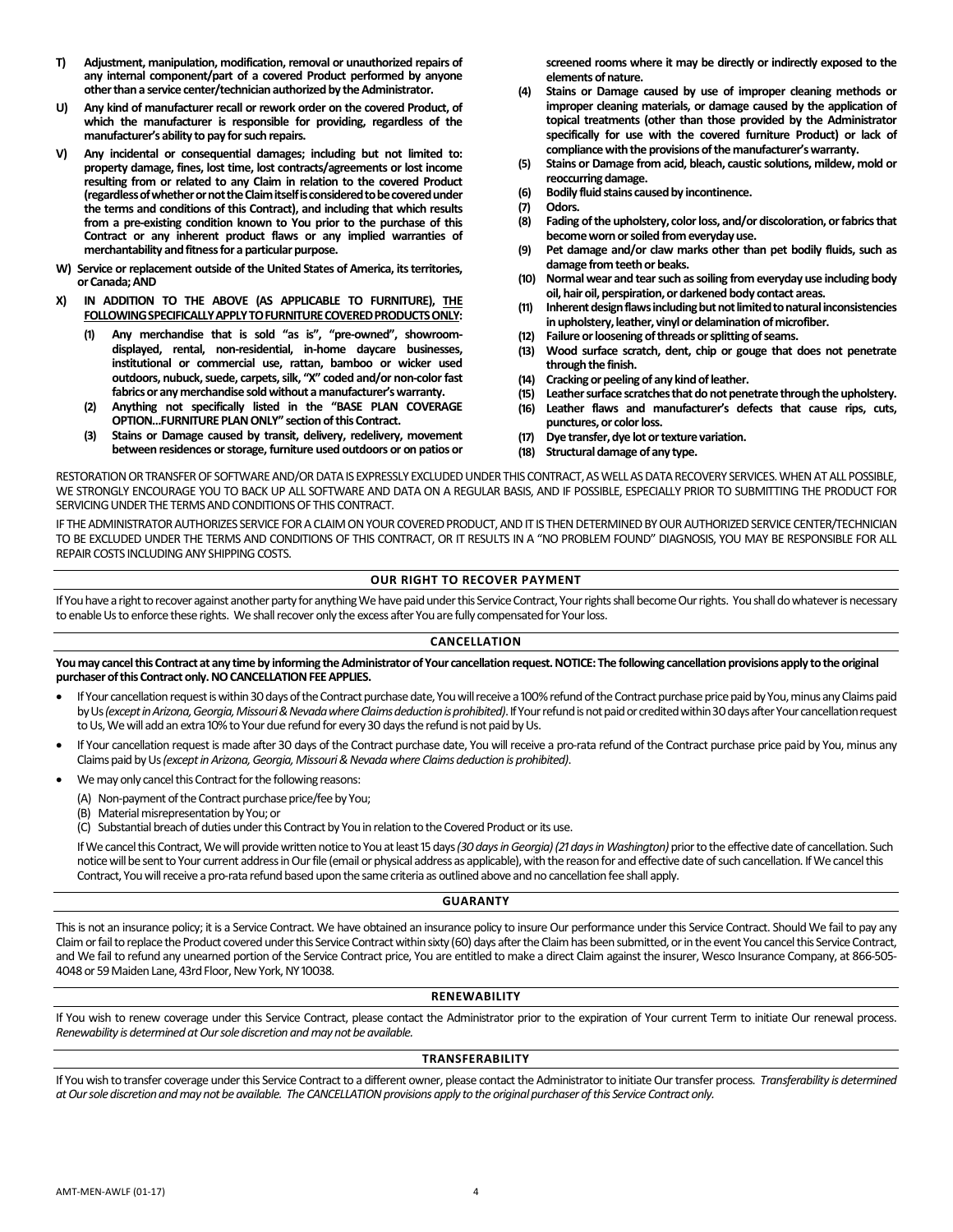**T) Adjustment, manipulation, modification, removal or unauthorized repairs of any internal component/part of a covered Product performed by anyone other than a service center/technician authorized by the Administrator.**

**U) Any kind of manufacturer recall or rework order on the covered Product, of which the manufacturer is responsible for providing, regardless of the manufacturer's ability to pay for such repairs.**

**V) Any incidental or consequential damages; including but not limited to: property damage, fines, lost time, lost contracts/agreements or lost income resulting from or related to any Claim in relation to the covered Product (regardless of whether or not the Claim itself is considered to be covered under the terms and conditions of this Contract), and including that which results from a pre-existing condition known to You prior to the purchase of this Contract or any inherent product flaws or any implied warranties of merchantability and fitness for a particular purpose.**

**W) Service or replacement outside of the United States of America, its territories, or Canada; AND**

**X) IN ADDITION TO THE ABOVE (AS APPLICABLE TO FURNITURE), <u>THE FOLLOWING SPECIFICALLY APPLY TO FURNITURE COVERED PRODUCTS ONLY</u>:**

**(1) Any merchandise that is sold "as is", "pre-owned", showroom-displayed, rental, non-residential, in-home daycare businesses, institutional or commercial use, rattan, bamboo or wicker used outdoors, nubuck, suede, carpets, silk, "X" coded and/or non-color fast fabrics or any merchandise sold without a manufacturer's warranty.**

**(2) Anything not specifically listed in the "BASE PLAN COVERAGE OPTION...FURNITURE PLAN ONLY" section of this Contract.**

**(3) Stains or Damage caused by transit, delivery, redelivery, movement between residences or storage, furniture used outdoors or on patios or screened rooms where it may be directly or indirectly exposed to the elements of nature.**

**(4) Stains or Damage caused by use of improper cleaning methods or improper cleaning materials, or damage caused by the application of topical treatments (other than those provided by the Administrator specifically for use with the covered furniture Product) or lack of compliance with the provisions of the manufacturer's warranty.**

**(5) Stains or Damage from acid, bleach, caustic solutions, mildew, mold or reoccurring damage.**

**(6) Bodily fluid stains caused by incontinence.**

**(7) Odors.**

**(8) Fading of the upholstery, color loss, and/or discoloration, or fabrics that become worn or soiled from everyday use.**

**(9) Pet damage and/or claw marks other than pet bodily fluids, such as damage from teeth or beaks.**

**(10) Normal wear and tear such as soiling from everyday use including body oil, hair oil, perspiration, or darkened body contact areas.**

**(11) Inherent design flaws including but not limited to natural inconsistencies in upholstery, leather, vinyl or delamination of microfiber.**

**(12) Failure or loosening of threads or splitting of seams.**

**(13) Wood surface scratch, dent, chip or gouge that does not penetrate through the finish.**

**(14) Cracking or peeling of any kind of leather.**

**(15) Leather surface scratches that do not penetrate through the upholstery.**

**(16) Leather flaws and manufacturer's defects that cause rips, cuts, punctures, or color loss.**

**(17) Dye transfer, dye lot or texture variation.**

**(18) Structural damage of any type.**

RESTORATION OR TRANSFER OF SOFTWARE AND/OR DATA IS EXPRESSLY EXCLUDED UNDER THIS CONTRACT, AS WELL AS DATA RECOVERY SERVICES. WHEN AT ALL POSSIBLE, WE STRONGLY ENCOURAGE YOU TO BACK UP ALL SOFTWARE AND DATA ON A REGULAR BASIS, AND IF POSSIBLE, ESPECIALLY PRIOR TO SUBMITTING THE PRODUCT FOR SERVICING UNDER THE TERMS AND CONDITIONS OF THIS CONTRACT.

IF THE ADMINISTRATOR AUTHORIZES SERVICE FOR A CLAIM ON YOUR COVERED PRODUCT, AND IT IS THEN DETERMINED BY OUR AUTHORIZED SERVICE CENTER/TECHNICIAN TO BE EXCLUDED UNDER THE TERMS AND CONDITIONS OF THIS CONTRACT, OR IT RESULTS IN A "NO PROBLEM FOUND" DIAGNOSIS, YOU MAY BE RESPONSIBLE FOR ALL REPAIR COSTS INCLUDING ANY SHIPPING COSTS.

## OUR RIGHT TO RECOVER PAYMENT

If You have a right to recover against another party for anything We have paid under this Service Contract, Your rights shall become Our rights. You shall do whatever is necessary to enable Us to enforce these rights. We shall recover only the excess after You are fully compensated for Your loss.

## CANCELLATION

**You may cancel this Contract at any time by informing the Administrator of Your cancellation request. NOTICE: The following cancellation provisions apply to the original purchaser of this Contract only. NO CANCELLATION FEE APPLIES.**

- If Your cancellation request is within 30 days of the Contract purchase date, You will receive a 100% refund of the Contract purchase price paid by You, minus any Claims paid by Us *(except in Arizona, Georgia, Missouri & Nevada where Claims deduction is prohibited)*. If Your refund is not paid or credited within 30 days after Your cancellation request to Us, We will add an extra 10% to Your due refund for every 30 days the refund is not paid by Us.
- If Your cancellation request is made after 30 days of the Contract purchase date, You will receive a pro-rata refund of the Contract purchase price paid by You, minus any Claims paid by Us *(except in Arizona, Georgia, Missouri & Nevada where Claims deduction is prohibited)*.
- We may only cancel this Contract for the following reasons:
  (A) Non-payment of the Contract purchase price/fee by You;
  (B) Material misrepresentation by You; or
  (C) Substantial breach of duties under this Contract by You in relation to the Covered Product or its use.

  If We cancel this Contract, We will provide written notice to You at least 15 days *(30 days in Georgia) (21 days in Washington)* prior to the effective date of cancellation. Such notice will be sent to Your current address in Our file (email or physical address as applicable), with the reason for and effective date of such cancellation. If We cancel this Contract, You will receive a pro-rata refund based upon the same criteria as outlined above and no cancellation fee shall apply.

## GUARANTY

This is not an insurance policy; it is a Service Contract. We have obtained an insurance policy to insure Our performance under this Service Contract. Should We fail to pay any Claim or fail to replace the Product covered under this Service Contract within sixty (60) days after the Claim has been submitted, or in the event You cancel this Service Contract, and We fail to refund any unearned portion of the Service Contract price, You are entitled to make a direct Claim against the insurer, Wesco Insurance Company, at 866-505-4048 or 59 Maiden Lane, 43rd Floor, New York, NY 10038.

## RENEWABILITY

If You wish to renew coverage under this Service Contract, please contact the Administrator prior to the expiration of Your current Term to initiate Our renewal process. *Renewability is determined at Our sole discretion and may not be available.*

## TRANSFERABILITY

If You wish to transfer coverage under this Service Contract to a different owner, please contact the Administrator to initiate Our transfer process. *Transferability is determined at Our sole discretion and may not be available. The CANCELLATION provisions apply to the original purchaser of this Service Contract only.*

AMT-MEN-AWLF (01-17)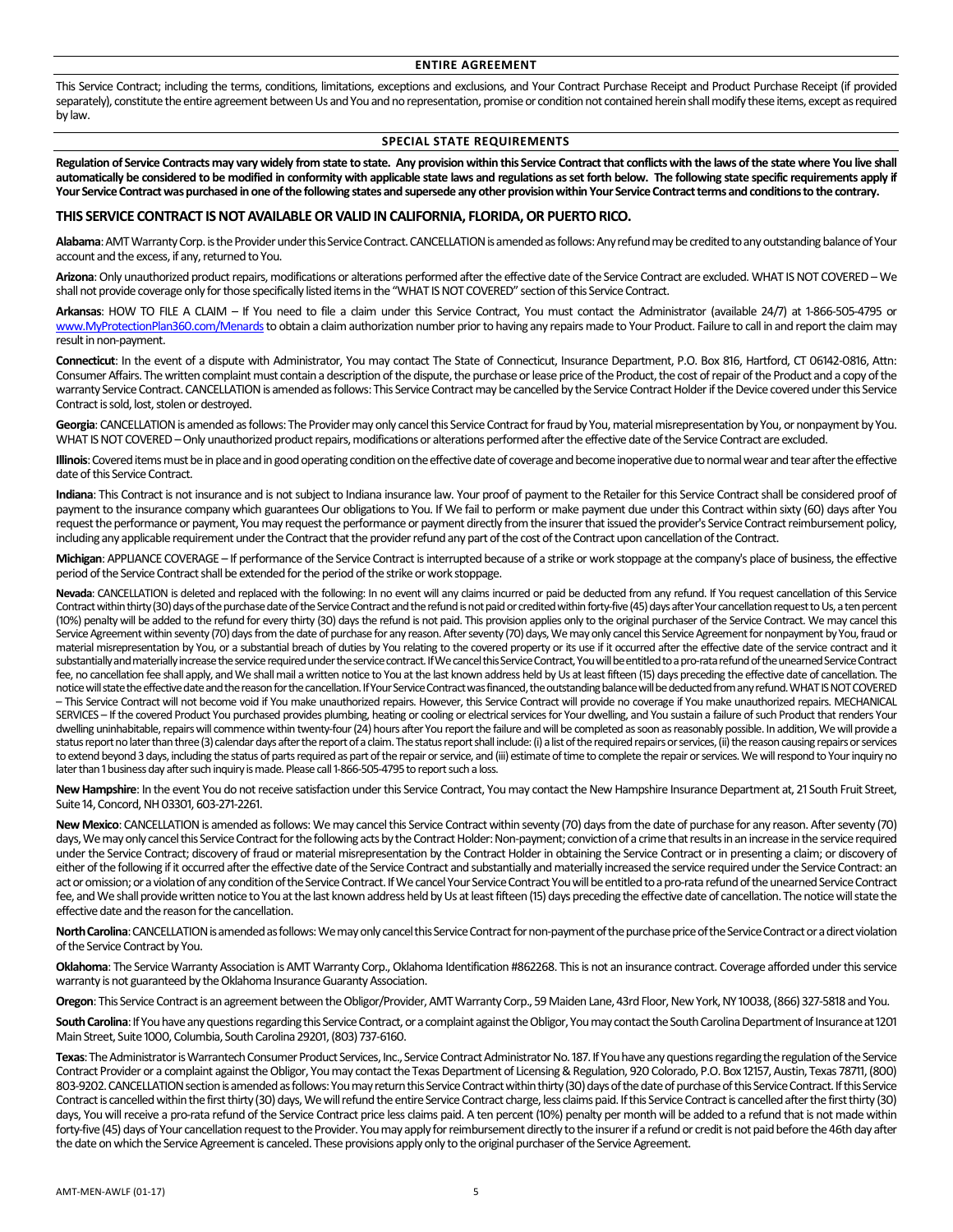## ENTIRE AGREEMENT

This Service Contract; including the terms, conditions, limitations, exceptions and exclusions, and Your Contract Purchase Receipt and Product Purchase Receipt (if provided separately), constitute the entire agreement between Us and You and no representation, promise or condition not contained herein shall modify these items, except as required by law.

## SPECIAL STATE REQUIREMENTS

**Regulation of Service Contracts may vary widely from state to state. Any provision within this Service Contract that conflicts with the laws of the state where You live shall automatically be considered to be modified in conformity with applicable state laws and regulations as set forth below. The following state specific requirements apply if Your Service Contract was purchased in one of the following states and supersede any other provision within Your Service Contract terms and conditions to the contrary.**

**THIS SERVICE CONTRACT IS NOT AVAILABLE OR VALID IN CALIFORNIA, FLORIDA, OR PUERTO RICO.**

**Alabama**: AMT Warranty Corp. is the Provider under this Service Contract. CANCELLATION is amended as follows: Any refund may be credited to any outstanding balance of Your account and the excess, if any, returned to You.

**Arizona**: Only unauthorized product repairs, modifications or alterations performed after the effective date of the Service Contract are excluded. WHAT IS NOT COVERED – We shall not provide coverage only for those specifically listed items in the "WHAT IS NOT COVERED" section of this Service Contract.

**Arkansas**: HOW TO FILE A CLAIM – If You need to file a claim under this Service Contract, You must contact the Administrator (available 24/7) at 1-866-505-4795 or www.MyProtectionPlan360.com/Menards to obtain a claim authorization number prior to having any repairs made to Your Product. Failure to call in and report the claim may result in non-payment.

**Connecticut**: In the event of a dispute with Administrator, You may contact The State of Connecticut, Insurance Department, P.O. Box 816, Hartford, CT 06142-0816, Attn: Consumer Affairs. The written complaint must contain a description of the dispute, the purchase or lease price of the Product, the cost of repair of the Product and a copy of the warranty Service Contract. CANCELLATION is amended as follows: This Service Contract may be cancelled by the Service Contract Holder if the Device covered under this Service Contract is sold, lost, stolen or destroyed.

**Georgia**: CANCELLATION is amended as follows: The Provider may only cancel this Service Contract for fraud by You, material misrepresentation by You, or nonpayment by You. WHAT IS NOT COVERED – Only unauthorized product repairs, modifications or alterations performed after the effective date of the Service Contract are excluded.

**Illinois**: Covered items must be in place and in good operating condition on the effective date of coverage and become inoperative due to normal wear and tear after the effective date of this Service Contract.

**Indiana**: This Contract is not insurance and is not subject to Indiana insurance law. Your proof of payment to the Retailer for this Service Contract shall be considered proof of payment to the insurance company which guarantees Our obligations to You. If We fail to perform or make payment due under this Contract within sixty (60) days after You request the performance or payment, You may request the performance or payment directly from the insurer that issued the provider's Service Contract reimbursement policy, including any applicable requirement under the Contract that the provider refund any part of the cost of the Contract upon cancellation of the Contract.

**Michigan**: APPLIANCE COVERAGE – If performance of the Service Contract is interrupted because of a strike or work stoppage at the company's place of business, the effective period of the Service Contract shall be extended for the period of the strike or work stoppage.

**Nevada**: CANCELLATION is deleted and replaced with the following: In no event will any claims incurred or paid be deducted from any refund. If You request cancellation of this Service Contract within thirty (30) days of the purchase date of the Service Contract and the refund is not paid or credited within forty-five (45) days after Your cancellation request to Us, a ten percent (10%) penalty will be added to the refund for every thirty (30) days the refund is not paid. This provision applies only to the original purchaser of the Service Contract. We may cancel this Service Agreement within seventy (70) days from the date of purchase for any reason. After seventy (70) days, We may only cancel this Service Agreement for nonpayment by You, fraud or material misrepresentation by You, or a substantial breach of duties by You relating to the covered property or its use if it occurred after the effective date of the service contract and it substantially and materially increase the service required under the service contract. If We cancel this Service Contract, You will be entitled to a pro-rata refund of the unearned Service Contract fee, no cancellation fee shall apply, and We shall mail a written notice to You at the last known address held by Us at least fifteen (15) days preceding the effective date of cancellation. The notice will state the effective date and the reason for the cancellation. If Your Service Contract was financed, the outstanding balance will be deducted from any refund. WHAT IS NOT COVERED – This Service Contract will not become void if You make unauthorized repairs. However, this Service Contract will provide no coverage if You make unauthorized repairs. MECHANICAL SERVICES – If the covered Product You purchased provides plumbing, heating or cooling or electrical services for Your dwelling, and You sustain a failure of such Product that renders Your dwelling uninhabitable, repairs will commence within twenty-four (24) hours after You report the failure and will be completed as soon as reasonably possible. In addition, We will provide a status report no later than three (3) calendar days after the report of a claim. The status report shall include: (i) a list of the required repairs or services, (ii) the reason causing repairs or services to extend beyond 3 days, including the status of parts required as part of the repair or service, and (iii) estimate of time to complete the repair or services. We will respond to Your inquiry no later than 1 business day after such inquiry is made. Please call 1-866-505-4795 to report such a loss.

**New Hampshire**: In the event You do not receive satisfaction under this Service Contract, You may contact the New Hampshire Insurance Department at, 21 South Fruit Street, Suite 14, Concord, NH 03301, 603-271-2261.

**New Mexico**: CANCELLATION is amended as follows: We may cancel this Service Contract within seventy (70) days from the date of purchase for any reason. After seventy (70) days, We may only cancel this Service Contract for the following acts by the Contract Holder: Non-payment; conviction of a crime that results in an increase in the service required under the Service Contract; discovery of fraud or material misrepresentation by the Contract Holder in obtaining the Service Contract or in presenting a claim; or discovery of either of the following if it occurred after the effective date of the Service Contract and substantially and materially increased the service required under the Service Contract: an act or omission; or a violation of any condition of the Service Contract. If We cancel Your Service Contract You will be entitled to a pro-rata refund of the unearned Service Contract fee, and We shall provide written notice to You at the last known address held by Us at least fifteen (15) days preceding the effective date of cancellation. The notice will state the effective date and the reason for the cancellation.

**North Carolina**: CANCELLATION is amended as follows: We may only cancel this Service Contract for non-payment of the purchase price of the Service Contract or a direct violation of the Service Contract by You.

**Oklahoma**: The Service Warranty Association is AMT Warranty Corp., Oklahoma Identification #862268. This is not an insurance contract. Coverage afforded under this service warranty is not guaranteed by the Oklahoma Insurance Guaranty Association.

**Oregon**: This Service Contract is an agreement between the Obligor/Provider, AMT Warranty Corp., 59 Maiden Lane, 43rd Floor, New York, NY 10038, (866) 327-5818 and You.

**South Carolina**: If You have any questions regarding this Service Contract, or a complaint against the Obligor, You may contact the South Carolina Department of Insurance at 1201 Main Street, Suite 1000, Columbia, South Carolina 29201, (803) 737-6160.

**Texas**: The Administrator is Warrantech Consumer Product Services, Inc., Service Contract Administrator No. 187. If You have any questions regarding the regulation of the Service Contract Provider or a complaint against the Obligor, You may contact the Texas Department of Licensing & Regulation, 920 Colorado, P.O. Box 12157, Austin, Texas 78711, (800) 803-9202. CANCELLATION section is amended as follows: You may return this Service Contract within thirty (30) days of the date of purchase of this Service Contract. If this Service Contract is cancelled within the first thirty (30) days, We will refund the entire Service Contract charge, less claims paid. If this Service Contract is cancelled after the first thirty (30) days, You will receive a pro-rata refund of the Service Contract price less claims paid. A ten percent (10%) penalty per month will be added to a refund that is not made within forty-five (45) days of Your cancellation request to the Provider. You may apply for reimbursement directly to the insurer if a refund or credit is not paid before the 46th day after the date on which the Service Agreement is canceled. These provisions apply only to the original purchaser of the Service Agreement.

AMT-MEN-AWLF (01-17)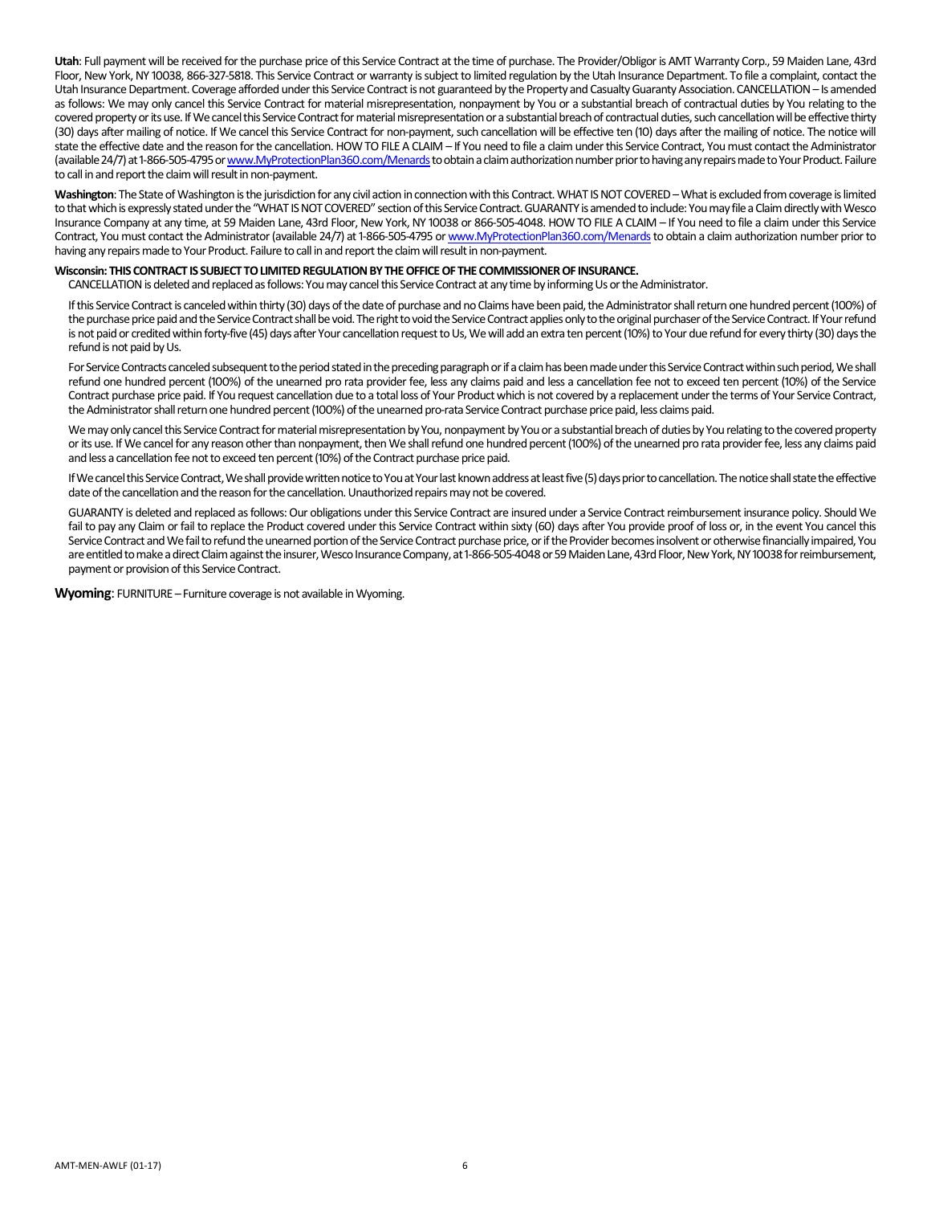**Utah**: Full payment will be received for the purchase price of this Service Contract at the time of purchase. The Provider/Obligor is AMT Warranty Corp., 59 Maiden Lane, 43rd Floor, New York, NY 10038, 866-327-5818. This Service Contract or warranty is subject to limited regulation by the Utah Insurance Department. To file a complaint, contact the Utah Insurance Department. Coverage afforded under this Service Contract is not guaranteed by the Property and Casualty Guaranty Association. CANCELLATION – Is amended as follows: We may only cancel this Service Contract for material misrepresentation, nonpayment by You or a substantial breach of contractual duties by You relating to the covered property or its use. If We cancel this Service Contract for material misrepresentation or a substantial breach of contractual duties, such cancellation will be effective thirty (30) days after mailing of notice. If We cancel this Service Contract for non-payment, such cancellation will be effective ten (10) days after the mailing of notice. The notice will state the effective date and the reason for the cancellation. HOW TO FILE A CLAIM – If You need to file a claim under this Service Contract, You must contact the Administrator (available 24/7) at 1-866-505-4795 or www.MyProtectionPlan360.com/Menards to obtain a claim authorization number prior to having any repairs made to Your Product. Failure to call in and report the claim will result in non-payment.

**Washington**: The State of Washington is the jurisdiction for any civil action in connection with this Contract. WHAT IS NOT COVERED – What is excluded from coverage is limited to that which is expressly stated under the "WHAT IS NOT COVERED" section of this Service Contract. GUARANTY is amended to include: You may file a Claim directly with Wesco Insurance Company at any time, at 59 Maiden Lane, 43rd Floor, New York, NY 10038 or 866-505-4048. HOW TO FILE A CLAIM – If You need to file a claim under this Service Contract, You must contact the Administrator (available 24/7) at 1-866-505-4795 or www.MyProtectionPlan360.com/Menards to obtain a claim authorization number prior to having any repairs made to Your Product. Failure to call in and report the claim will result in non-payment.

**Wisconsin: THIS CONTRACT IS SUBJECT TO LIMITED REGULATION BY THE OFFICE OF THE COMMISSIONER OF INSURANCE.**

CANCELLATION is deleted and replaced as follows: You may cancel this Service Contract at any time by informing Us or the Administrator.

If this Service Contract is canceled within thirty (30) days of the date of purchase and no Claims have been paid, the Administrator shall return one hundred percent (100%) of the purchase price paid and the Service Contract shall be void. The right to void the Service Contract applies only to the original purchaser of the Service Contract. If Your refund is not paid or credited within forty-five (45) days after Your cancellation request to Us, We will add an extra ten percent (10%) to Your due refund for every thirty (30) days the refund is not paid by Us.

For Service Contracts canceled subsequent to the period stated in the preceding paragraph or if a claim has been made under this Service Contract within such period, We shall refund one hundred percent (100%) of the unearned pro rata provider fee, less any claims paid and less a cancellation fee not to exceed ten percent (10%) of the Service Contract purchase price paid. If You request cancellation due to a total loss of Your Product which is not covered by a replacement under the terms of Your Service Contract, the Administrator shall return one hundred percent (100%) of the unearned pro-rata Service Contract purchase price paid, less claims paid.

We may only cancel this Service Contract for material misrepresentation by You, nonpayment by You or a substantial breach of duties by You relating to the covered property or its use. If We cancel for any reason other than nonpayment, then We shall refund one hundred percent (100%) of the unearned pro rata provider fee, less any claims paid and less a cancellation fee not to exceed ten percent (10%) of the Contract purchase price paid.

If We cancel this Service Contract, We shall provide written notice to You at Your last known address at least five (5) days prior to cancellation. The notice shall state the effective date of the cancellation and the reason for the cancellation. Unauthorized repairs may not be covered.

GUARANTY is deleted and replaced as follows: Our obligations under this Service Contract are insured under a Service Contract reimbursement insurance policy. Should We fail to pay any Claim or fail to replace the Product covered under this Service Contract within sixty (60) days after You provide proof of loss or, in the event You cancel this Service Contract and We fail to refund the unearned portion of the Service Contract purchase price, or if the Provider becomes insolvent or otherwise financially impaired, You are entitled to make a direct Claim against the insurer, Wesco Insurance Company, at 1-866-505-4048 or 59 Maiden Lane, 43rd Floor, New York, NY 10038 for reimbursement, payment or provision of this Service Contract.

**Wyoming**: FURNITURE – Furniture coverage is not available in Wyoming.

AMT-MEN-AWLF (01-17)